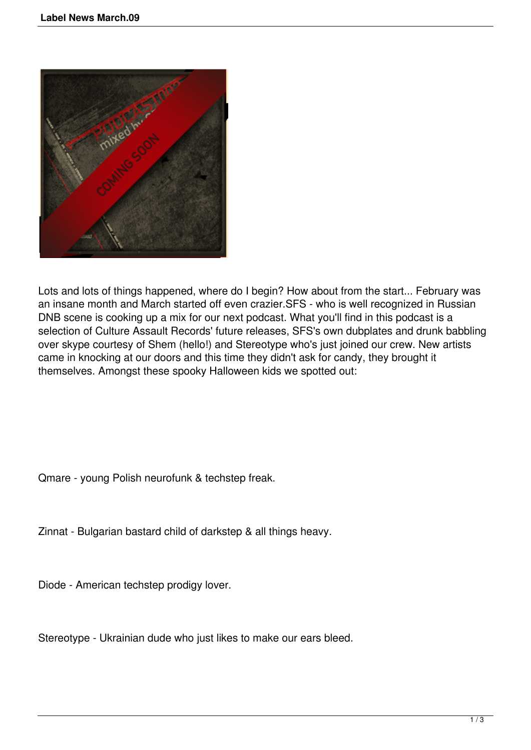Lots and lots of things happened, where do I begin? How about from the start... February was an insane month and March started off even crazier.SFS - who is well recognized in Russian DNB scene is cooking up a mix for our next podcast. What you'll find in this podcast is a selection of Culture Assault Records' future releases, SFS's own dubplates and drunk babbling over skype courtesy of Shem (hello!) and Stereotype who's just joined our crew. New artists came in knocking at our doors and this time they didn't ask for candy, they brought it themselves. Amongst these spooky Halloween kids we spotted out:

Qmare - young Polish neurofunk & techstep freak.

Zinnat - Bulgarian bastard child of darkstep & all things heavy.

Diode - American techstep prodigy lover.

Stereotype - Ukrainian dude who just likes to make our ears bleed.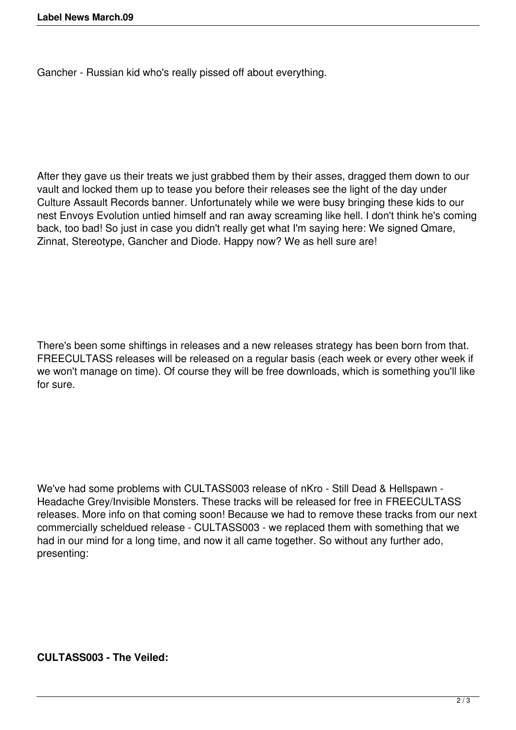Gancher - Russian kid who's really pissed off about everything.

After they gave us their treats we just grabbed them by their asses, dragged them down to our vault and locked them up to tease you before their releases see the light of the day under Culture Assault Records banner. Unfortunately while we were busy bringing these kids to our nest Envoys Evolution untied himself and ran away screaming like hell. I don't think he's coming back, too bad! So just in case you didn't really get what I'm saying here: We signed Qmare, Zinnat, Stereotype, Gancher and Diode. Happy now? We as hell sure are!

There's been some shiftings in releases and a new releases strategy has been born from that. FREECULTASS releases will be released on a regular basis (each week or every other week if we won't manage on time). Of course they will be free downloads, which is something you'll like for sure.

We've had some problems with CULTASS003 release of nKro - Still Dead & Hellspawn - Headache Grey/Invisible Monsters. These tracks will be released for free in FREECULTASS releases. More info on that coming soon! Because we had to remove these tracks from our next commercially scheldued release - CULTASS003 - we replaced them with something that we had in our mind for a long time, and now it all came together. So without any further ado, presenting:

**CULTASS003 - The Veiled:**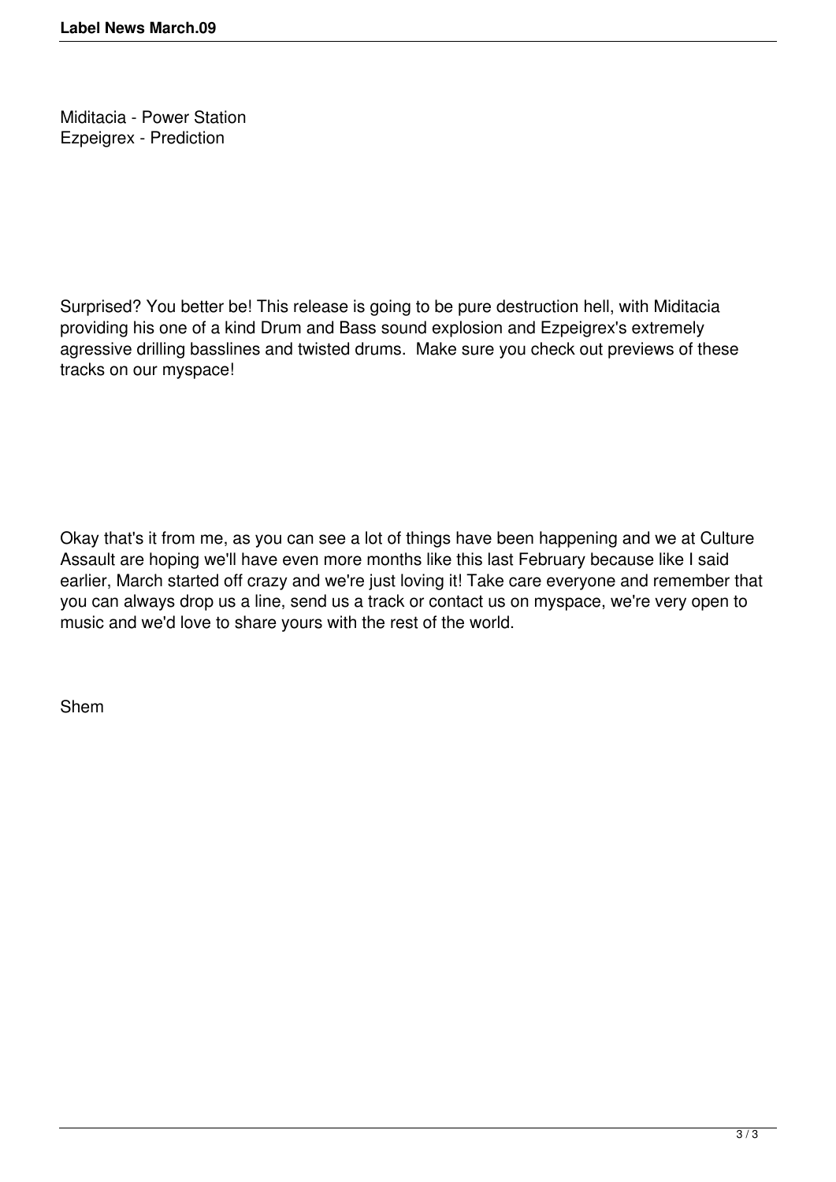Miditacia - Power Station
Ezpeigrex - Prediction

Surprised? You better be! This release is going to be pure destruction hell, with Miditacia providing his one of a kind Drum and Bass sound explosion and Ezpeigrex's extremely agressive drilling basslines and twisted drums.  Make sure you check out previews of these tracks on our myspace!

Okay that's it from me, as you can see a lot of things have been happening and we at Culture Assault are hoping we'll have even more months like this last February because like I said earlier, March started off crazy and we're just loving it! Take care everyone and remember that you can always drop us a line, send us a track or contact us on myspace, we're very open to music and we'd love to share yours with the rest of the world.

Shem